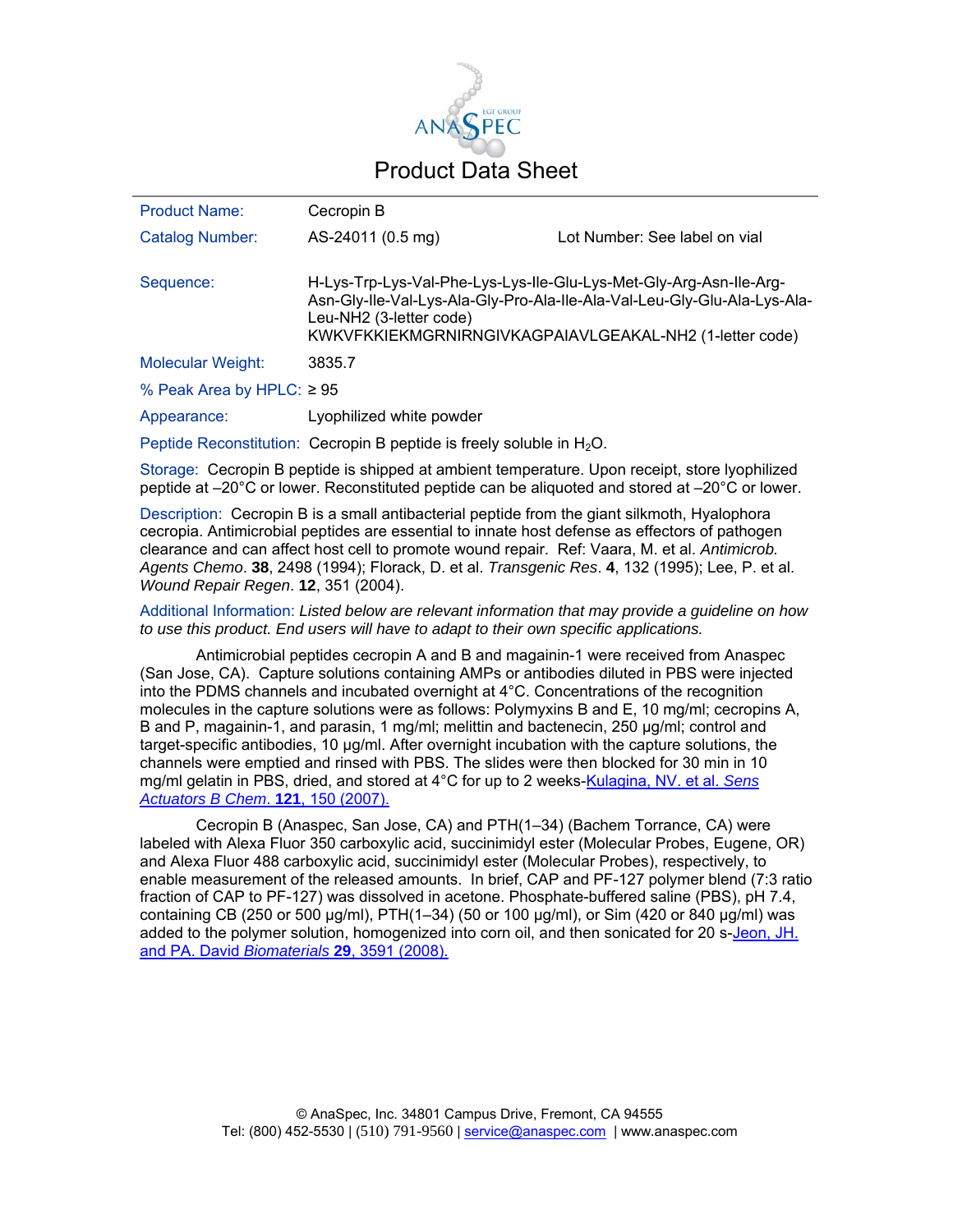# Product Data Sheet

| | | |
|---|---|---|
| Product Name: | Cecropin B | |
| Catalog Number: | AS-24011 (0.5 mg) | Lot Number: See label on vial |

**Sequence:** H-Lys-Trp-Lys-Val-Phe-Lys-Lys-Ile-Glu-Lys-Met-Gly-Arg-Asn-Ile-Arg-Asn-Gly-Ile-Val-Lys-Ala-Gly-Pro-Ala-Ile-Ala-Val-Leu-Gly-Glu-Ala-Lys-Ala-Leu-NH2 (3-letter code)
KWKVFKKIEKMGRNIRNGIVKAGPAIAVLGEAKAL-NH2 (1-letter code)

**Molecular Weight:** 3835.7

**% Peak Area by HPLC:** ≥ 95

**Appearance:** Lyophilized white powder

**Peptide Reconstitution:** Cecropin B peptide is freely soluble in $H_2O$.

**Storage:** Cecropin B peptide is shipped at ambient temperature. Upon receipt, store lyophilized peptide at –20°C or lower. Reconstituted peptide can be aliquoted and stored at –20°C or lower.

**Description:** Cecropin B is a small antibacterial peptide from the giant silkmoth, Hyalophora cecropia. Antimicrobial peptides are essential to innate host defense as effectors of pathogen clearance and can affect host cell to promote wound repair. Ref: Vaara, M. et al. *Antimicrob. Agents Chemo*. **38**, 2498 (1994); Florack, D. et al. *Transgenic Res*. **4**, 132 (1995); Lee, P. et al. *Wound Repair Regen*. **12**, 351 (2004).

**Additional Information:** *Listed below are relevant information that may provide a guideline on how to use this product. End users will have to adapt to their own specific applications.*

Antimicrobial peptides cecropin A and B and magainin-1 were received from Anaspec (San Jose, CA). Capture solutions containing AMPs or antibodies diluted in PBS were injected into the PDMS channels and incubated overnight at 4°C. Concentrations of the recognition molecules in the capture solutions were as follows: Polymyxins B and E, 10 mg/ml; cecropins A, B and P, magainin-1, and parasin, 1 mg/ml; melittin and bactenecin, 250 µg/ml; control and target-specific antibodies, 10 µg/ml. After overnight incubation with the capture solutions, the channels were emptied and rinsed with PBS. The slides were then blocked for 30 min in 10 mg/ml gelatin in PBS, dried, and stored at 4°C for up to 2 weeks-Kulagina, NV. et al. *Sens Actuators B Chem*. **121**, 150 (2007).

Cecropin B (Anaspec, San Jose, CA) and PTH(1–34) (Bachem Torrance, CA) were labeled with Alexa Fluor 350 carboxylic acid, succinimidyl ester (Molecular Probes, Eugene, OR) and Alexa Fluor 488 carboxylic acid, succinimidyl ester (Molecular Probes), respectively, to enable measurement of the released amounts. In brief, CAP and PF-127 polymer blend (7:3 ratio fraction of CAP to PF-127) was dissolved in acetone. Phosphate-buffered saline (PBS), pH 7.4, containing CB (250 or 500 µg/ml), PTH(1–34) (50 or 100 µg/ml), or Sim (420 or 840 µg/ml) was added to the polymer solution, homogenized into corn oil, and then sonicated for 20 s-Jeon, JH. and PA. David *Biomaterials* **29**, 3591 (2008).

© AnaSpec, Inc. 34801 Campus Drive, Fremont, CA 94555
Tel: (800) 452-5530 | (510) 791-9560 | service@anaspec.com | www.anaspec.com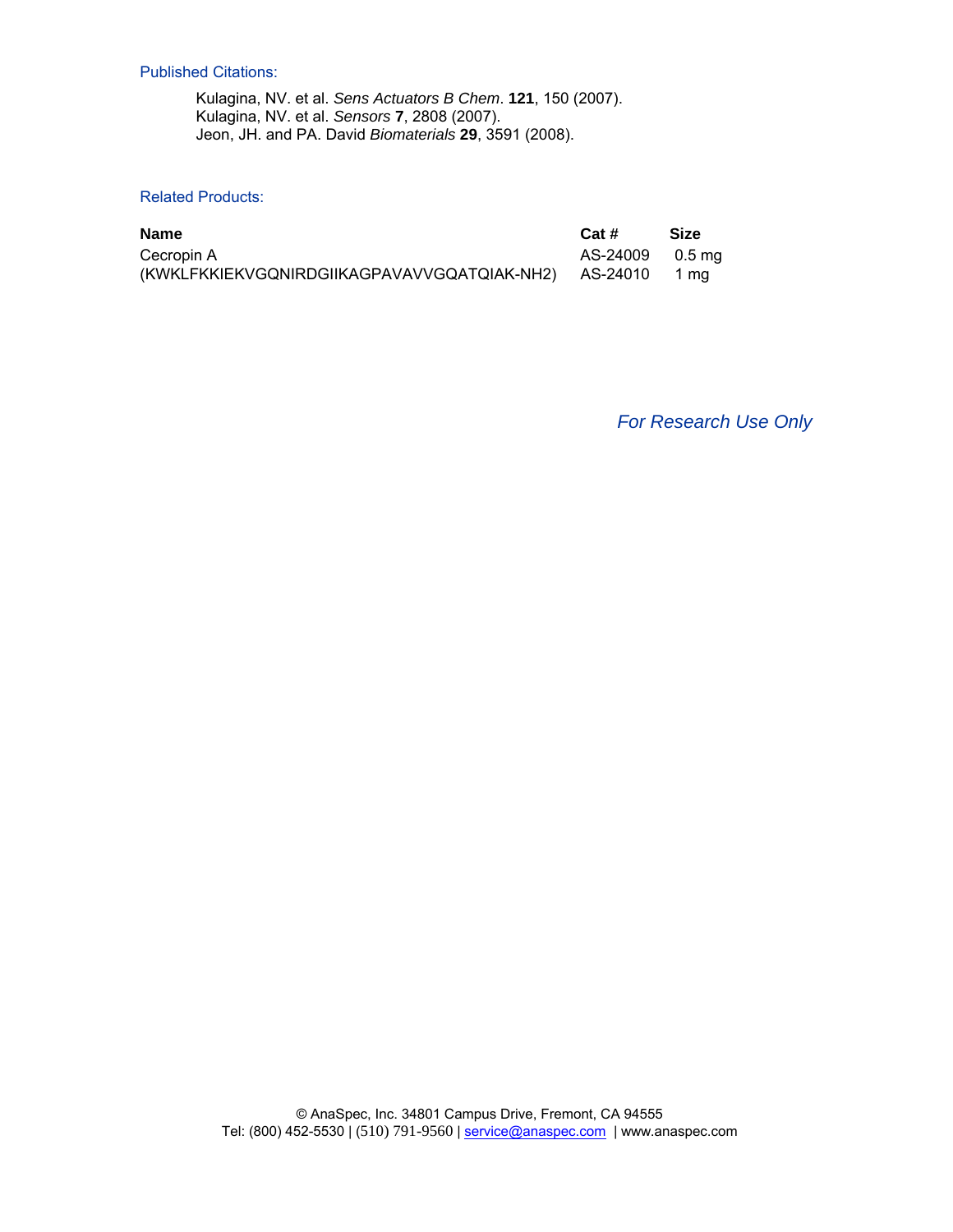## Published Citations:

Kulagina, NV. et al. *Sens Actuators B Chem*. **121**, 150 (2007).
Kulagina, NV. et al. *Sensors* **7**, 2808 (2007).
Jeon, JH. and PA. David *Biomaterials* **29**, 3591 (2008).

## Related Products:

| Name | Cat # | Size |
| --- | --- | --- |
| Cecropin A | AS-24009 | 0.5 mg |
| (KWKLFKKIEKVGQNIRDGIIKAGPAVAVVGQATQIAK-NH2) | AS-24010 | 1 mg |

*For Research Use Only*

© AnaSpec, Inc. 34801 Campus Drive, Fremont, CA 94555
Tel: (800) 452-5530 | (510) 791-9560 | service@anaspec.com | www.anaspec.com